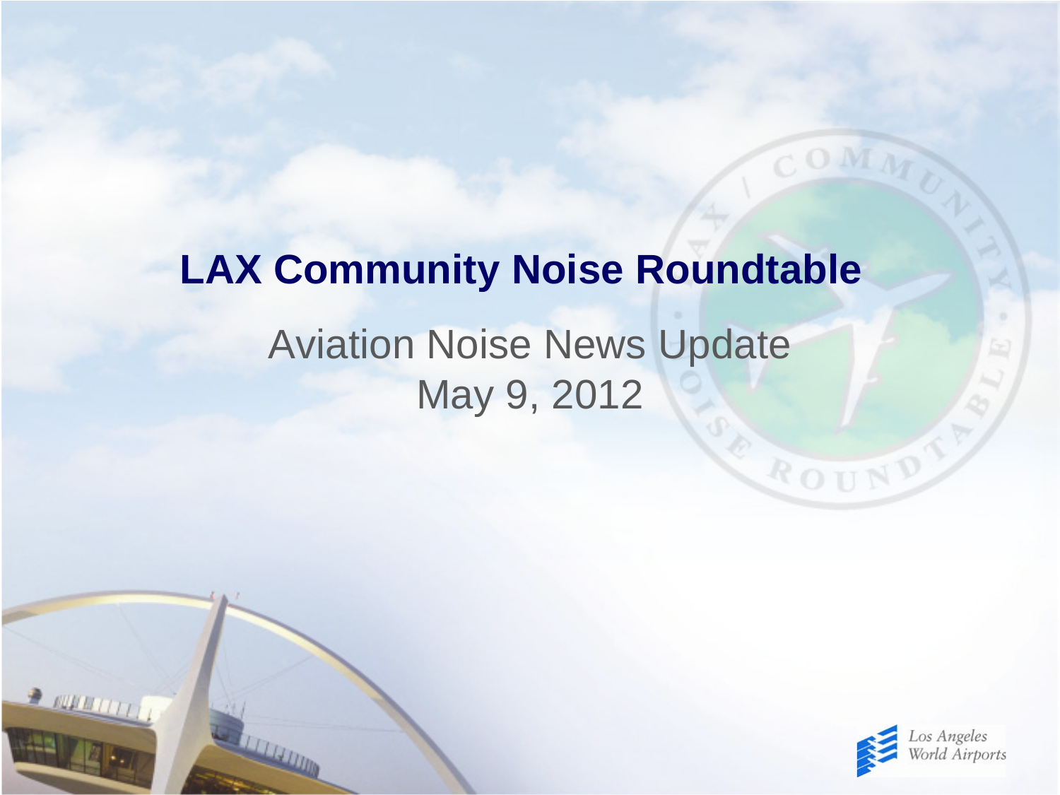# LAX Community Noise Roundtable

Aviation Noise News Update

May 9, 2012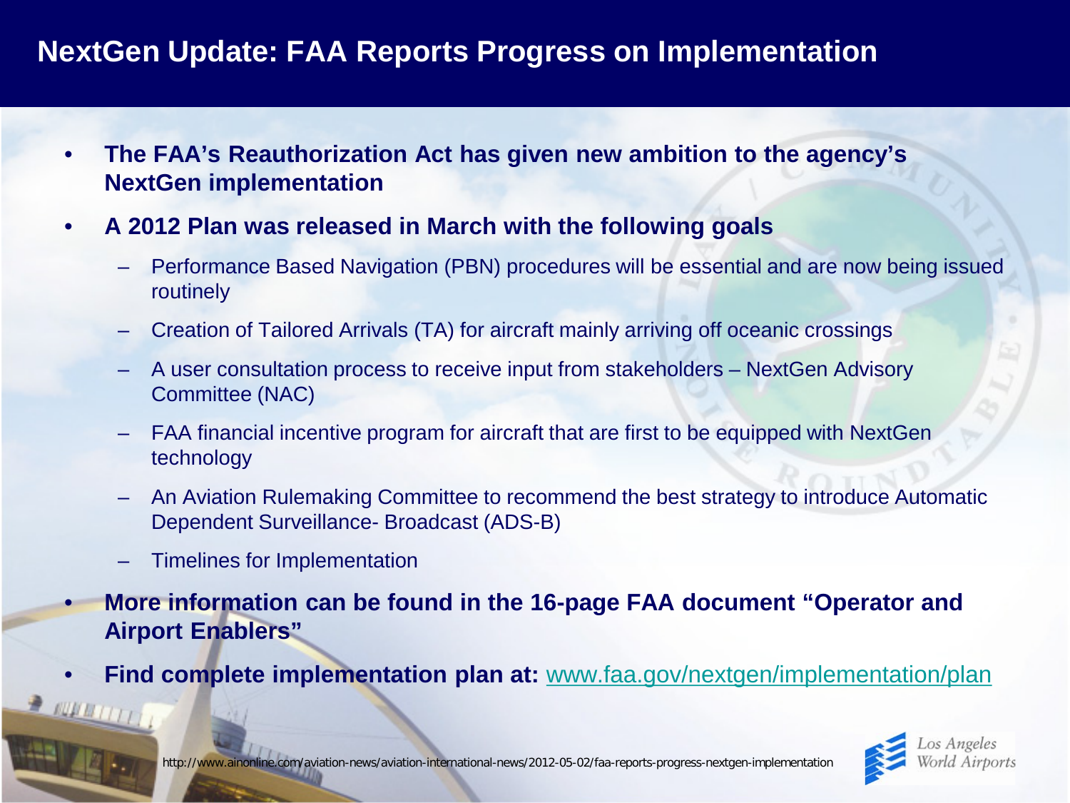# NextGen Update: FAA Reports Progress on Implementation

- **The FAA's Reauthorization Act has given new ambition to the agency's NextGen implementation**
- **A 2012 Plan was released in March with the following goals**
  - Performance Based Navigation (PBN) procedures will be essential and are now being issued routinely
  - Creation of Tailored Arrivals (TA) for aircraft mainly arriving off oceanic crossings
  - A user consultation process to receive input from stakeholders – NextGen Advisory Committee (NAC)
  - FAA financial incentive program for aircraft that are first to be equipped with NextGen technology
  - An Aviation Rulemaking Committee to recommend the best strategy to introduce Automatic Dependent Surveillance- Broadcast (ADS-B)
  - Timelines for Implementation
- **More information can be found in the 16-page FAA document "Operator and Airport Enablers"**
- **Find complete implementation plan at:** www.faa.gov/nextgen/implementation/plan

http://www.ainonline.com/aviation-news/aviation-international-news/2012-05-02/faa-reports-progress-nextgen-implementation

Los Angeles World Airports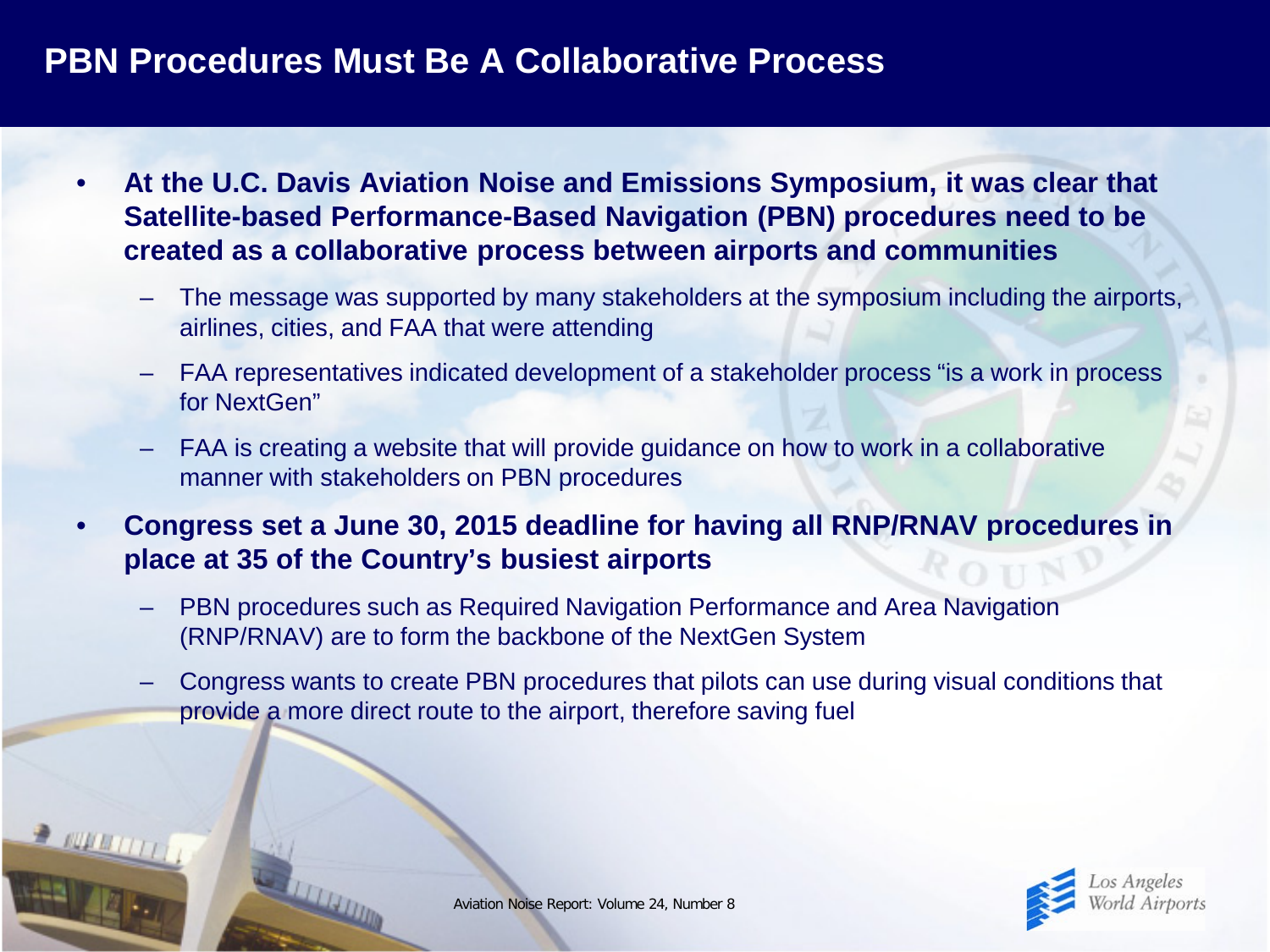# PBN Procedures Must Be A Collaborative Process

- **At the U.C. Davis Aviation Noise and Emissions Symposium, it was clear that Satellite-based Performance-Based Navigation (PBN) procedures need to be created as a collaborative process between airports and communities**
  - The message was supported by many stakeholders at the symposium including the airports, airlines, cities, and FAA that were attending
  - FAA representatives indicated development of a stakeholder process "is a work in process for NextGen"
  - FAA is creating a website that will provide guidance on how to work in a collaborative manner with stakeholders on PBN procedures
- **Congress set a June 30, 2015 deadline for having all RNP/RNAV procedures in place at 35 of the Country's busiest airports**
  - PBN procedures such as Required Navigation Performance and Area Navigation (RNP/RNAV) are to form the backbone of the NextGen System
  - Congress wants to create PBN procedures that pilots can use during visual conditions that provide a more direct route to the airport, therefore saving fuel

Aviation Noise Report: Volume 24, Number 8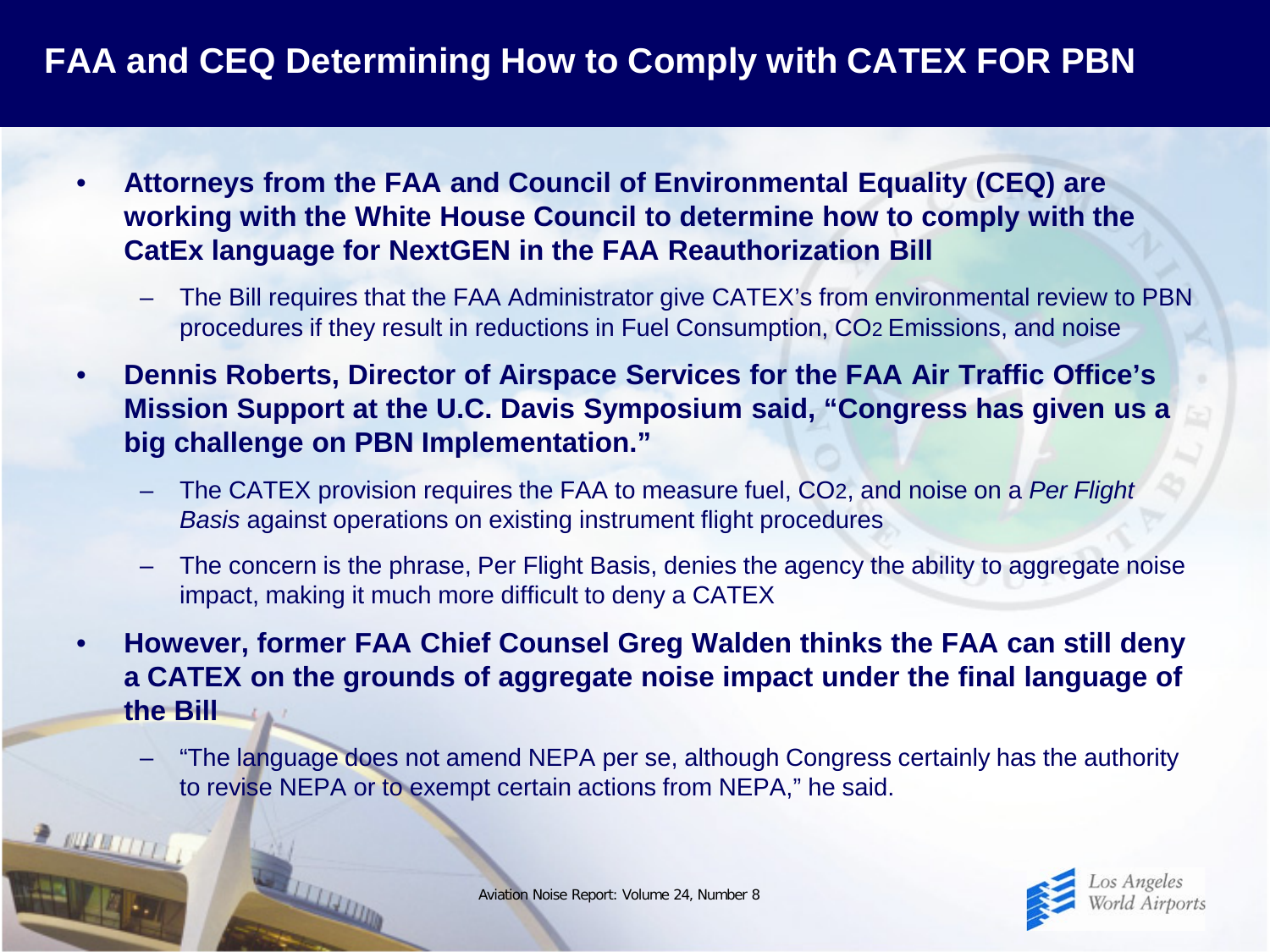# FAA and CEQ Determining How to Comply with CATEX FOR PBN

- **Attorneys from the FAA and Council of Environmental Equality (CEQ) are working with the White House Council to determine how to comply with the CatEx language for NextGEN in the FAA Reauthorization Bill**
  - The Bill requires that the FAA Administrator give CATEX's from environmental review to PBN procedures if they result in reductions in Fuel Consumption, $CO_2$ Emissions, and noise
- **Dennis Roberts, Director of Airspace Services for the FAA Air Traffic Office's Mission Support at the U.C. Davis Symposium said, "Congress has given us a big challenge on PBN Implementation."**
  - The CATEX provision requires the FAA to measure fuel, $CO_2$, and noise on a *Per Flight Basis* against operations on existing instrument flight procedures
  - The concern is the phrase, Per Flight Basis, denies the agency the ability to aggregate noise impact, making it much more difficult to deny a CATEX
- **However, former FAA Chief Counsel Greg Walden thinks the FAA can still deny a CATEX on the grounds of aggregate noise impact under the final language of the Bill**
  - "The language does not amend NEPA per se, although Congress certainly has the authority to revise NEPA or to exempt certain actions from NEPA," he said.

Aviation Noise Report: Volume 24, Number 8

Los Angeles World Airports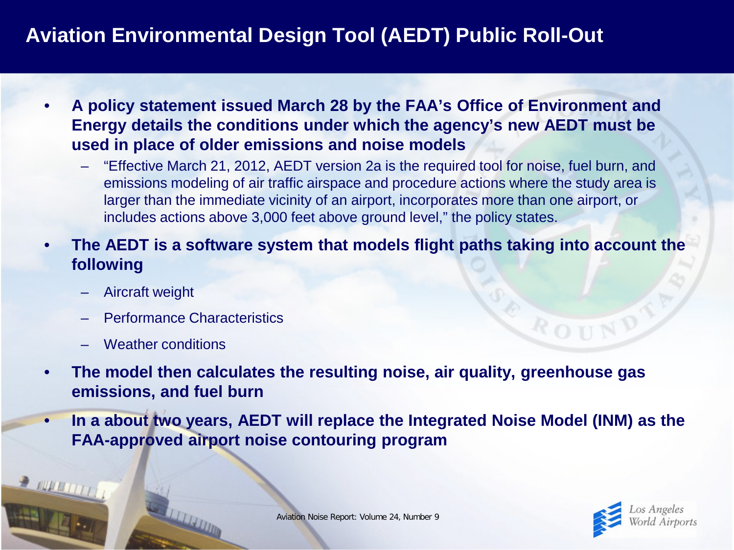# Aviation Environmental Design Tool (AEDT) Public Roll-Out

- **A policy statement issued March 28 by the FAA's Office of Environment and Energy details the conditions under which the agency's new AEDT must be used in place of older emissions and noise models**
  - "Effective March 21, 2012, AEDT version 2a is the required tool for noise, fuel burn, and emissions modeling of air traffic airspace and procedure actions where the study area is larger than the immediate vicinity of an airport, incorporates more than one airport, or includes actions above 3,000 feet above ground level," the policy states.
- **The AEDT is a software system that models flight paths taking into account the following**
  - Aircraft weight
  - Performance Characteristics
  - Weather conditions
- **The model then calculates the resulting noise, air quality, greenhouse gas emissions, and fuel burn**
- **In a about two years, AEDT will replace the Integrated Noise Model (INM) as the FAA-approved airport noise contouring program**

Aviation Noise Report: Volume 24, Number 9